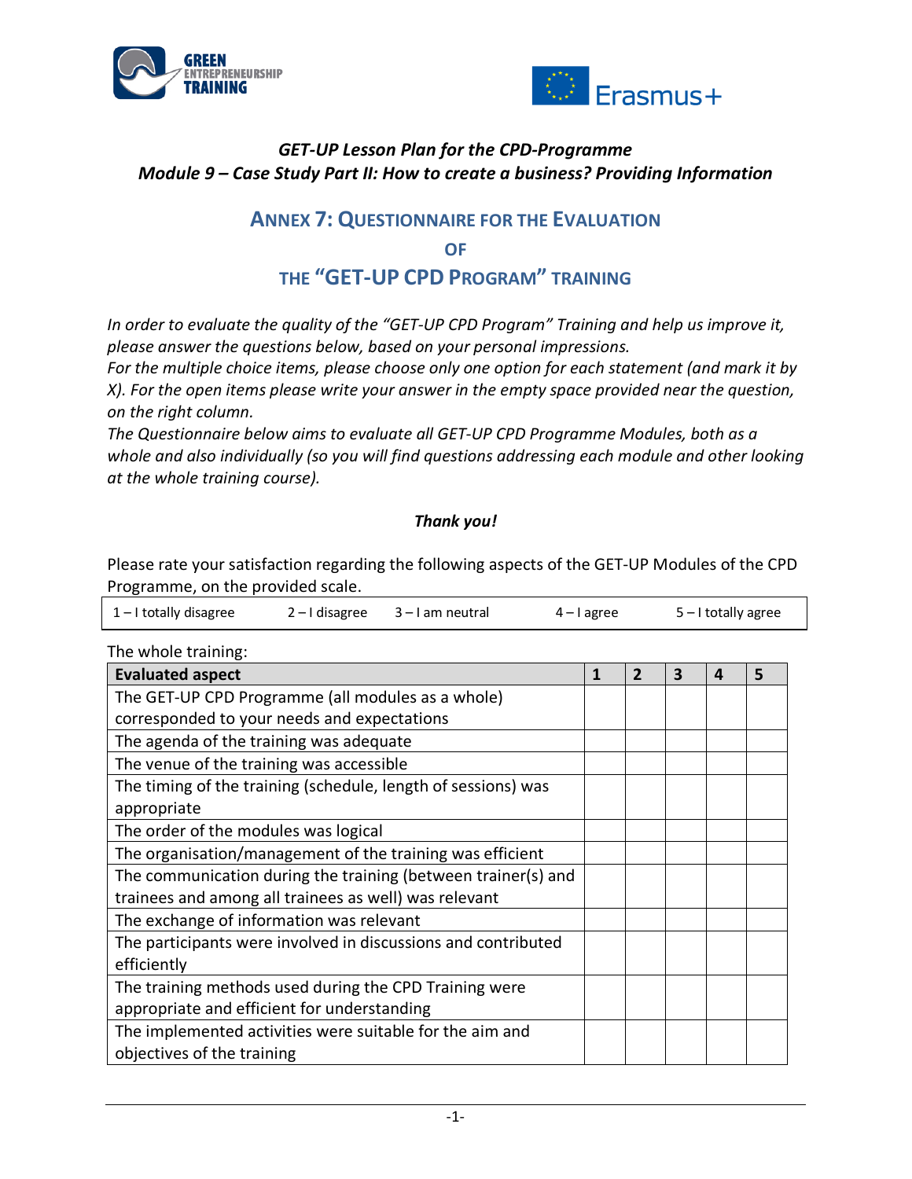*GET-UP Lesson Plan for the CPD-Programme*
***Module 9 – Case Study Part II: How to create a business? Providing Information***

## ANNEX 7: QUESTIONNAIRE FOR THE EVALUATION OF THE "GET-UP CPD PROGRAM" TRAINING

*In order to evaluate the quality of the "GET-UP CPD Program" Training and help us improve it, please answer the questions below, based on your personal impressions.*
*For the multiple choice items, please choose only one option for each statement (and mark it by X). For the open items please write your answer in the empty space provided near the question, on the right column.*
*The Questionnaire below aims to evaluate all GET-UP CPD Programme Modules, both as a whole and also individually (so you will find questions addressing each module and other looking at the whole training course).*

***Thank you!***

Please rate your satisfaction regarding the following aspects of the GET-UP Modules of the CPD Programme, on the provided scale.

| 1 – I totally disagree | 2 – I disagree | 3 – I am neutral | 4 – I agree | 5 – I totally agree |
|---|---|---|---|---|

The whole training:

| Evaluated aspect | 1 | 2 | 3 | 4 | 5 |
|---|---|---|---|---|---|
| The GET-UP CPD Programme (all modules as a whole) corresponded to your needs and expectations | | | | | |
| The agenda of the training was adequate | | | | | |
| The venue of the training was accessible | | | | | |
| The timing of the training (schedule, length of sessions) was appropriate | | | | | |
| The order of the modules was logical | | | | | |
| The organisation/management of the training was efficient | | | | | |
| The communication during the training (between trainer(s) and trainees and among all trainees as well) was relevant | | | | | |
| The exchange of information was relevant | | | | | |
| The participants were involved in discussions and contributed efficiently | | | | | |
| The training methods used during the CPD Training were appropriate and efficient for understanding | | | | | |
| The implemented activities were suitable for the aim and objectives of the training | | | | | |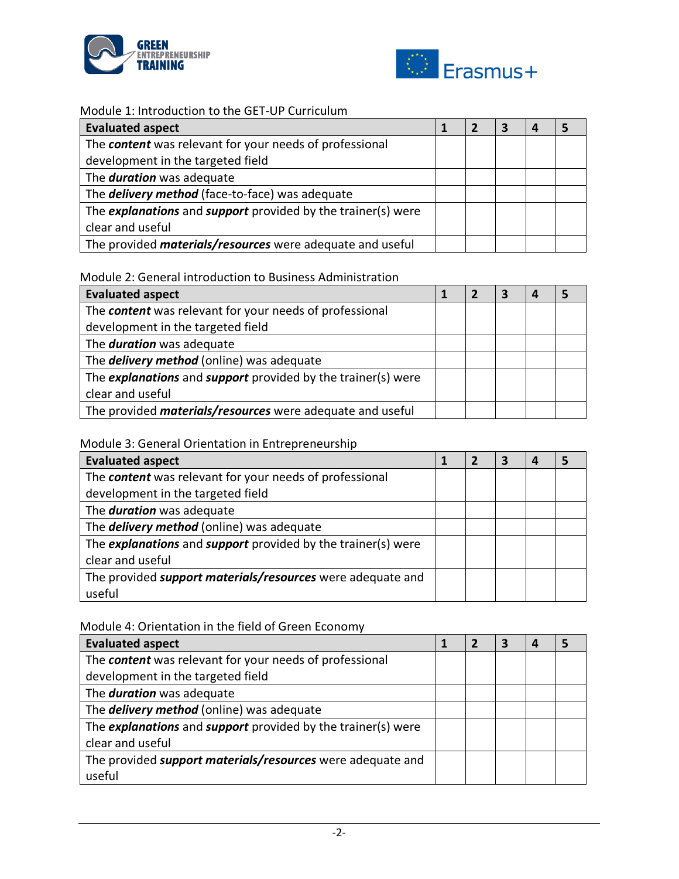Module 1: Introduction to the GET-UP Curriculum

| Evaluated aspect | 1 | 2 | 3 | 4 | 5 |
|---|---|---|---|---|---|
| The ***content*** was relevant for your needs of professional development in the targeted field | | | | | |
| The ***duration*** was adequate | | | | | |
| The ***delivery method*** (face-to-face) was adequate | | | | | |
| The ***explanations*** and ***support*** provided by the trainer(s) were clear and useful | | | | | |
| The provided ***materials/resources*** were adequate and useful | | | | | |

Module 2: General introduction to Business Administration

| Evaluated aspect | 1 | 2 | 3 | 4 | 5 |
|---|---|---|---|---|---|
| The ***content*** was relevant for your needs of professional development in the targeted field | | | | | |
| The ***duration*** was adequate | | | | | |
| The ***delivery method*** (online) was adequate | | | | | |
| The ***explanations*** and ***support*** provided by the trainer(s) were clear and useful | | | | | |
| The provided ***materials/resources*** were adequate and useful | | | | | |

Module 3: General Orientation in Entrepreneurship

| Evaluated aspect | 1 | 2 | 3 | 4 | 5 |
|---|---|---|---|---|---|
| The ***content*** was relevant for your needs of professional development in the targeted field | | | | | |
| The ***duration*** was adequate | | | | | |
| The ***delivery method*** (online) was adequate | | | | | |
| The ***explanations*** and ***support*** provided by the trainer(s) were clear and useful | | | | | |
| The provided ***support materials/resources*** were adequate and useful | | | | | |

Module 4: Orientation in the field of Green Economy

| Evaluated aspect | 1 | 2 | 3 | 4 | 5 |
|---|---|---|---|---|---|
| The ***content*** was relevant for your needs of professional development in the targeted field | | | | | |
| The ***duration*** was adequate | | | | | |
| The ***delivery method*** (online) was adequate | | | | | |
| The ***explanations*** and ***support*** provided by the trainer(s) were clear and useful | | | | | |
| The provided ***support materials/resources*** were adequate and useful | | | | | |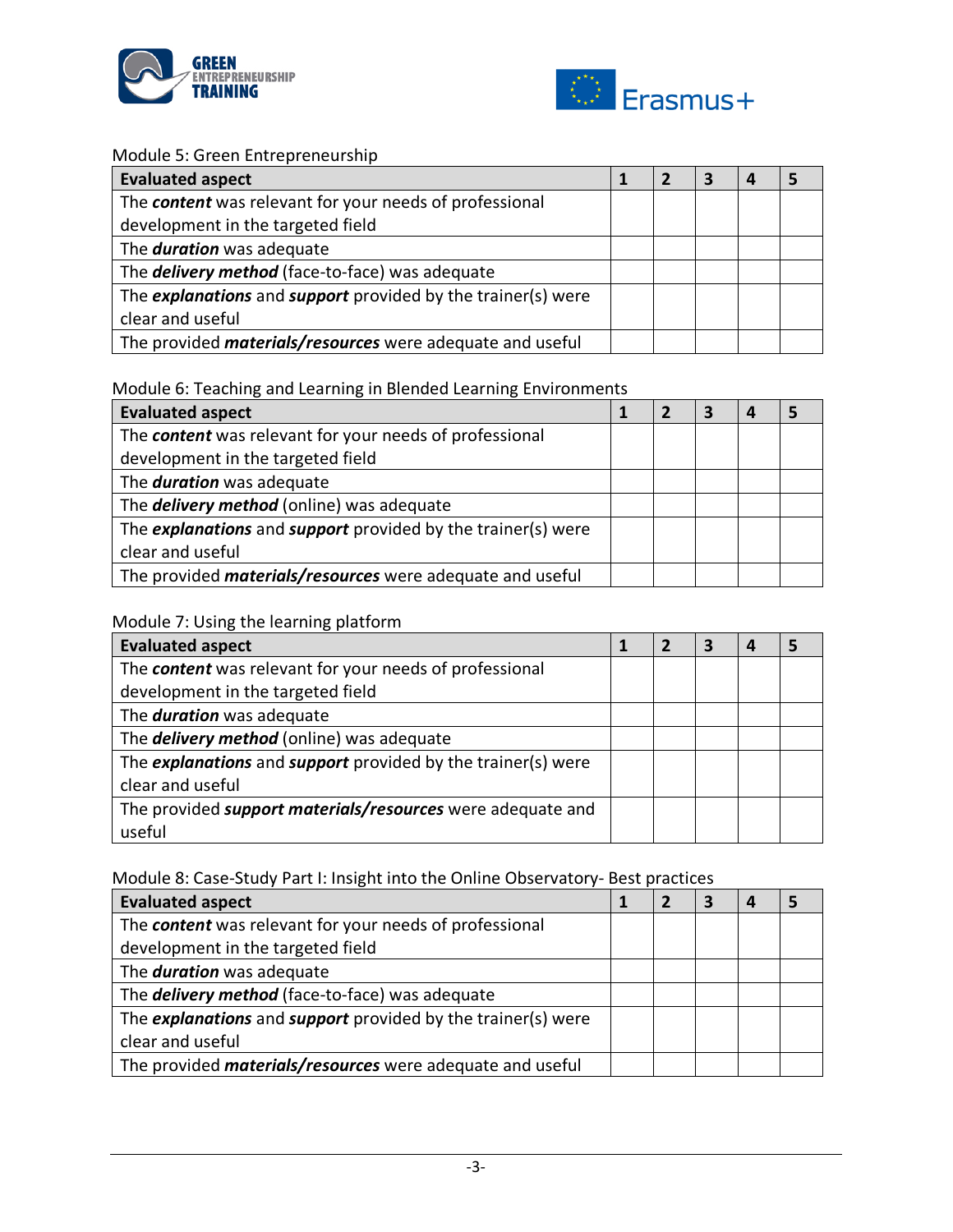Module 5: Green Entrepreneurship

| Evaluated aspect | 1 | 2 | 3 | 4 | 5 |
|---|---|---|---|---|---|
| The ***content*** was relevant for your needs of professional development in the targeted field | | | | | |
| The ***duration*** was adequate | | | | | |
| The ***delivery method*** (face-to-face) was adequate | | | | | |
| The ***explanations*** and ***support*** provided by the trainer(s) were clear and useful | | | | | |
| The provided ***materials/resources*** were adequate and useful | | | | | |

Module 6: Teaching and Learning in Blended Learning Environments

| Evaluated aspect | 1 | 2 | 3 | 4 | 5 |
|---|---|---|---|---|---|
| The ***content*** was relevant for your needs of professional development in the targeted field | | | | | |
| The ***duration*** was adequate | | | | | |
| The ***delivery method*** (online) was adequate | | | | | |
| The ***explanations*** and ***support*** provided by the trainer(s) were clear and useful | | | | | |
| The provided ***materials/resources*** were adequate and useful | | | | | |

Module 7: Using the learning platform

| Evaluated aspect | 1 | 2 | 3 | 4 | 5 |
|---|---|---|---|---|---|
| The ***content*** was relevant for your needs of professional development in the targeted field | | | | | |
| The ***duration*** was adequate | | | | | |
| The ***delivery method*** (online) was adequate | | | | | |
| The ***explanations*** and ***support*** provided by the trainer(s) were clear and useful | | | | | |
| The provided ***support materials/resources*** were adequate and useful | | | | | |

Module 8: Case-Study Part I: Insight into the Online Observatory- Best practices

| Evaluated aspect | 1 | 2 | 3 | 4 | 5 |
|---|---|---|---|---|---|
| The ***content*** was relevant for your needs of professional development in the targeted field | | | | | |
| The ***duration*** was adequate | | | | | |
| The ***delivery method*** (face-to-face) was adequate | | | | | |
| The ***explanations*** and ***support*** provided by the trainer(s) were clear and useful | | | | | |
| The provided ***materials/resources*** were adequate and useful | | | | | |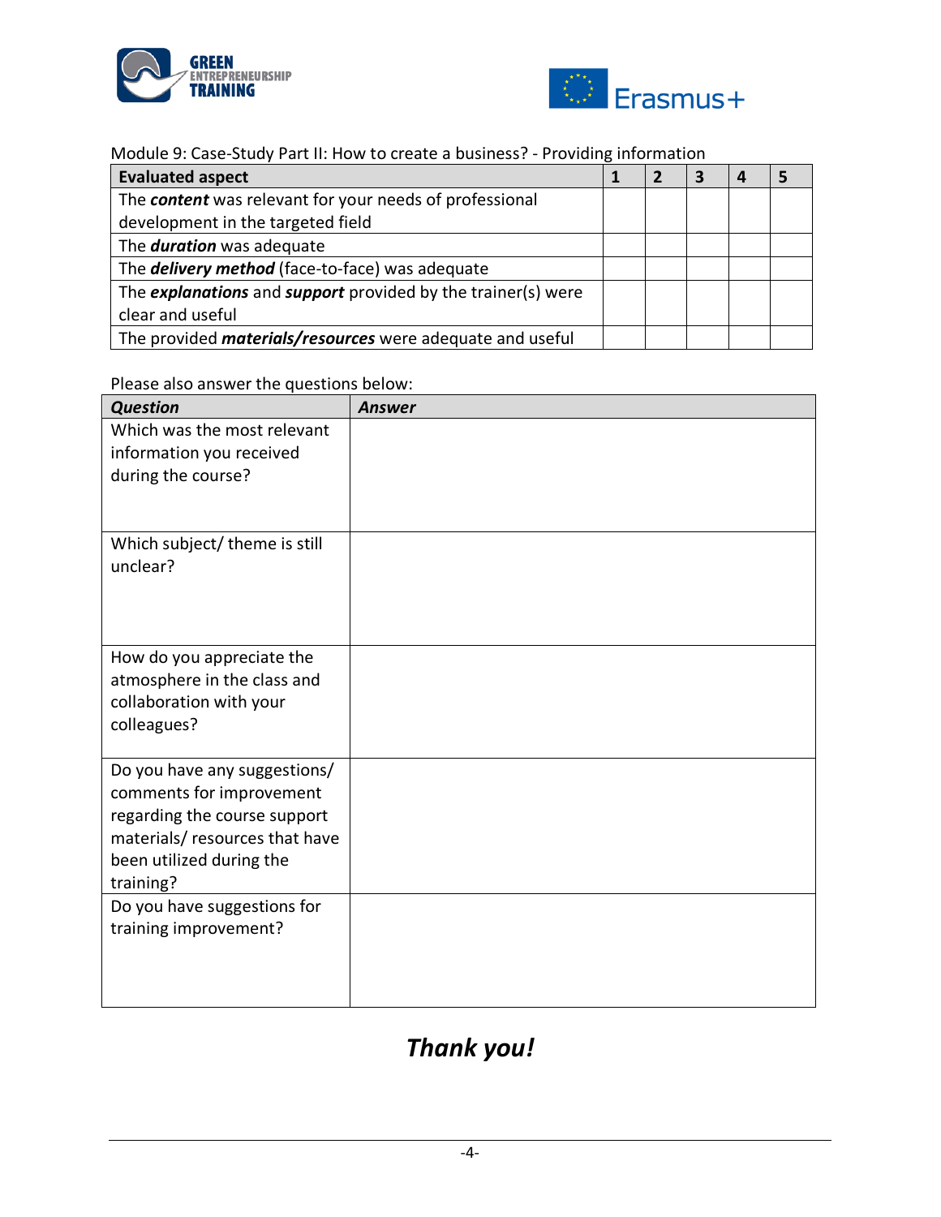Module 9: Case-Study Part II: How to create a business? - Providing information

| **Evaluated aspect** | **1** | **2** | **3** | **4** | **5** |
|---|---|---|---|---|---|
| The ***content*** was relevant for your needs of professional development in the targeted field | | | | | |
| The ***duration*** was adequate | | | | | |
| The ***delivery method*** (face-to-face) was adequate | | | | | |
| The ***explanations*** and ***support*** provided by the trainer(s) were clear and useful | | | | | |
| The provided ***materials/resources*** were adequate and useful | | | | | |

Please also answer the questions below:

| ***Question*** | ***Answer*** |
|---|---|
| Which was the most relevant information you received during the course? | |
| Which subject/ theme is still unclear? | |
| How do you appreciate the atmosphere in the class and collaboration with your colleagues? | |
| Do you have any suggestions/ comments for improvement regarding the course support materials/ resources that have been utilized during the training? | |
| Do you have suggestions for training improvement? | |

***Thank you!***